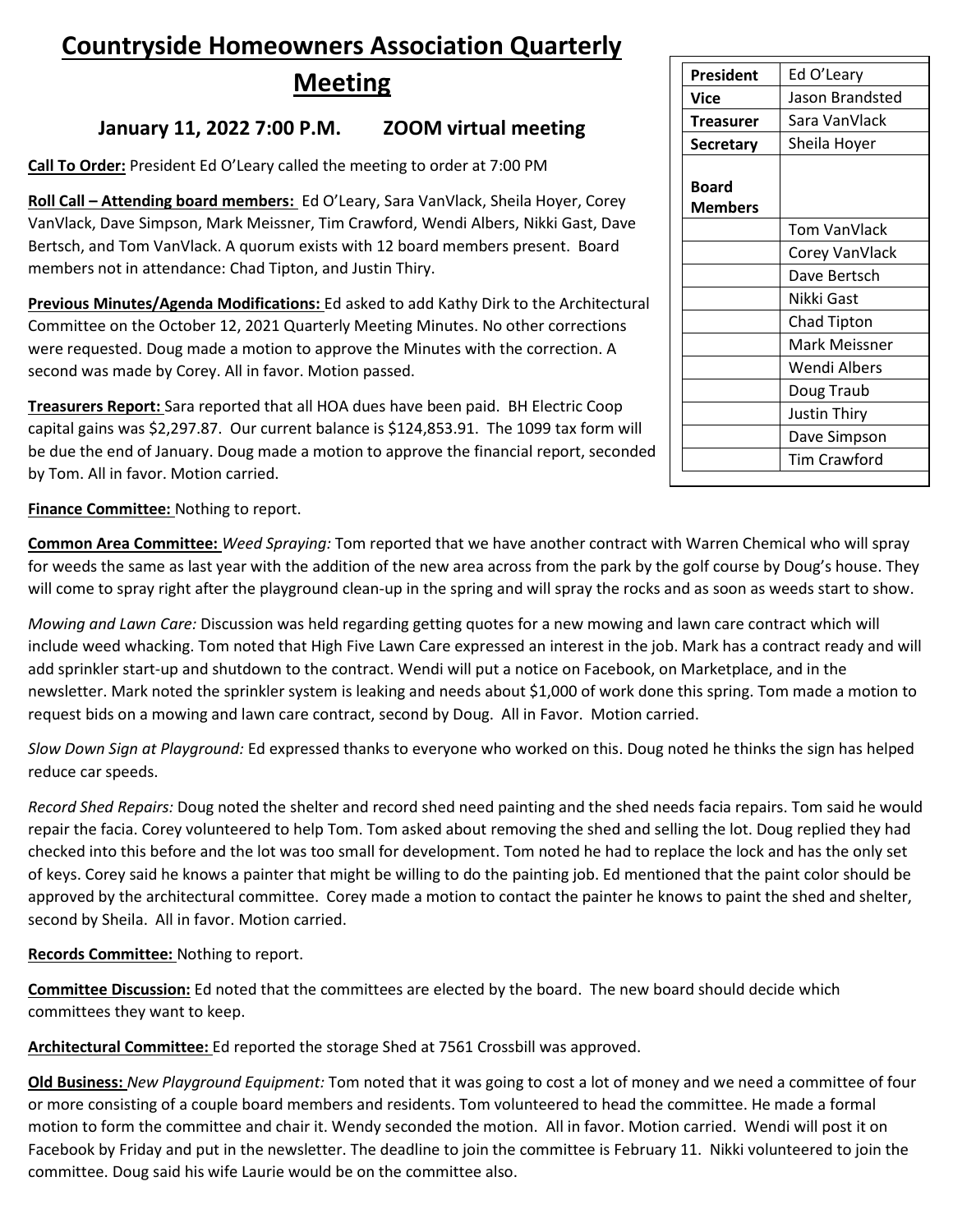# Countryside Homeowners Association Quarterly Meeting

## January 11, 2022 7:00 P.M. ZOOM virtual meeting

| | |
|---|---|
| **President** | Ed O'Leary |
| **Vice** | Jason Brandsted |
| **Treasurer** | Sara VanVlack |
| **Secretary** | Sheila Hoyer |
| **Board Members** | |
| | Tom VanVlack |
| | Corey VanVlack |
| | Dave Bertsch |
| | Nikki Gast |
| | Chad Tipton |
| | Mark Meissner |
| | Wendi Albers |
| | Doug Traub |
| | Justin Thiry |
| | Dave Simpson |
| | Tim Crawford |

**Call To Order:** President Ed O'Leary called the meeting to order at 7:00 PM

**Roll Call – Attending board members:** Ed O'Leary, Sara VanVlack, Sheila Hoyer, Corey VanVlack, Dave Simpson, Mark Meissner, Tim Crawford, Wendi Albers, Nikki Gast, Dave Bertsch, and Tom VanVlack. A quorum exists with 12 board members present. Board members not in attendance: Chad Tipton, and Justin Thiry.

**Previous Minutes/Agenda Modifications:** Ed asked to add Kathy Dirk to the Architectural Committee on the October 12, 2021 Quarterly Meeting Minutes. No other corrections were requested. Doug made a motion to approve the Minutes with the correction. A second was made by Corey. All in favor. Motion passed.

**Treasurers Report:** Sara reported that all HOA dues have been paid. BH Electric Coop capital gains was $2,297.87. Our current balance is $124,853.91. The 1099 tax form will be due the end of January. Doug made a motion to approve the financial report, seconded by Tom. All in favor. Motion carried.

**Finance Committee:** Nothing to report.

**Common Area Committee:** *Weed Spraying:* Tom reported that we have another contract with Warren Chemical who will spray for weeds the same as last year with the addition of the new area across from the park by the golf course by Doug's house. They will come to spray right after the playground clean-up in the spring and will spray the rocks and as soon as weeds start to show.

*Mowing and Lawn Care:* Discussion was held regarding getting quotes for a new mowing and lawn care contract which will include weed whacking. Tom noted that High Five Lawn Care expressed an interest in the job. Mark has a contract ready and will add sprinkler start-up and shutdown to the contract. Wendi will put a notice on Facebook, on Marketplace, and in the newsletter. Mark noted the sprinkler system is leaking and needs about $1,000 of work done this spring. Tom made a motion to request bids on a mowing and lawn care contract, second by Doug. All in Favor. Motion carried.

*Slow Down Sign at Playground:* Ed expressed thanks to everyone who worked on this. Doug noted he thinks the sign has helped reduce car speeds.

*Record Shed Repairs:* Doug noted the shelter and record shed need painting and the shed needs facia repairs. Tom said he would repair the facia. Corey volunteered to help Tom. Tom asked about removing the shed and selling the lot. Doug replied they had checked into this before and the lot was too small for development. Tom noted he had to replace the lock and has the only set of keys. Corey said he knows a painter that might be willing to do the painting job. Ed mentioned that the paint color should be approved by the architectural committee. Corey made a motion to contact the painter he knows to paint the shed and shelter, second by Sheila. All in favor. Motion carried.

**Records Committee:** Nothing to report.

**Committee Discussion:** Ed noted that the committees are elected by the board. The new board should decide which committees they want to keep.

**Architectural Committee:** Ed reported the storage Shed at 7561 Crossbill was approved.

**Old Business:** *New Playground Equipment:* Tom noted that it was going to cost a lot of money and we need a committee of four or more consisting of a couple board members and residents. Tom volunteered to head the committee. He made a formal motion to form the committee and chair it. Wendy seconded the motion. All in favor. Motion carried. Wendi will post it on Facebook by Friday and put in the newsletter. The deadline to join the committee is February 11. Nikki volunteered to join the committee. Doug said his wife Laurie would be on the committee also.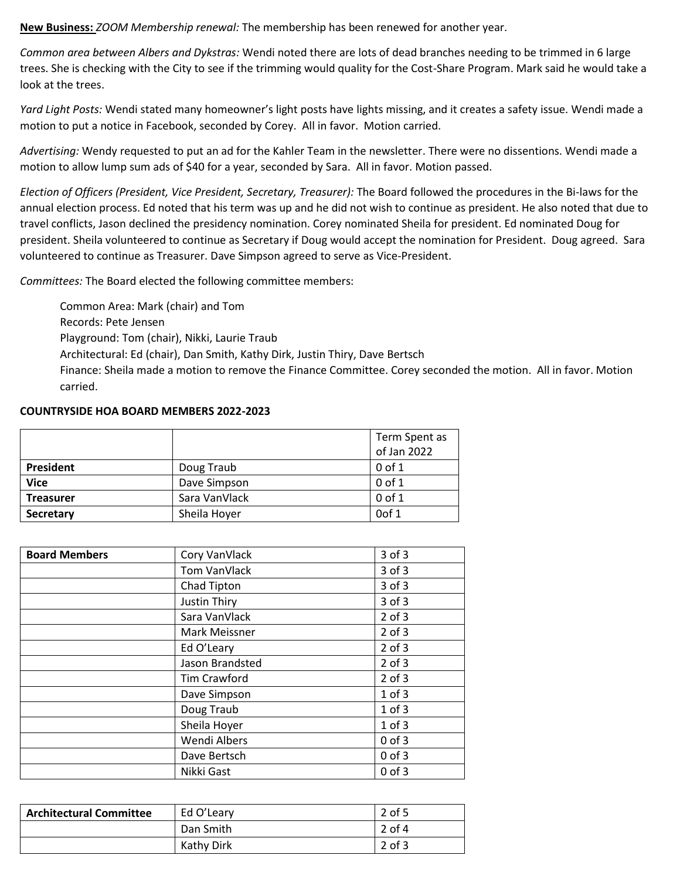**New Business:** *ZOOM Membership renewal:* The membership has been renewed for another year.

*Common area between Albers and Dykstras:* Wendi noted there are lots of dead branches needing to be trimmed in 6 large trees. She is checking with the City to see if the trimming would quality for the Cost-Share Program. Mark said he would take a look at the trees.

*Yard Light Posts:* Wendi stated many homeowner's light posts have lights missing, and it creates a safety issue. Wendi made a motion to put a notice in Facebook, seconded by Corey. All in favor. Motion carried.

*Advertising:* Wendy requested to put an ad for the Kahler Team in the newsletter. There were no dissentions. Wendi made a motion to allow lump sum ads of $40 for a year, seconded by Sara. All in favor. Motion passed.

*Election of Officers (President, Vice President, Secretary, Treasurer):* The Board followed the procedures in the Bi-laws for the annual election process. Ed noted that his term was up and he did not wish to continue as president. He also noted that due to travel conflicts, Jason declined the presidency nomination. Corey nominated Sheila for president. Ed nominated Doug for president. Sheila volunteered to continue as Secretary if Doug would accept the nomination for President. Doug agreed. Sara volunteered to continue as Treasurer. Dave Simpson agreed to serve as Vice-President.

*Committees:* The Board elected the following committee members:

- Common Area: Mark (chair) and Tom
- Records: Pete Jensen
- Playground: Tom (chair), Nikki, Laurie Traub
- Architectural: Ed (chair), Dan Smith, Kathy Dirk, Justin Thiry, Dave Bertsch
- Finance: Sheila made a motion to remove the Finance Committee. Corey seconded the motion. All in favor. Motion carried.

**COUNTRYSIDE HOA BOARD MEMBERS 2022-2023**

| | | Term Spent as of Jan 2022 |
|---|---|---|
| **President** | Doug Traub | 0 of 1 |
| **Vice** | Dave Simpson | 0 of 1 |
| **Treasurer** | Sara VanVlack | 0 of 1 |
| **Secretary** | Sheila Hoyer | 0of 1 |

| **Board Members** | Cory VanVlack | 3 of 3 |
|---|---|---|
| | Tom VanVlack | 3 of 3 |
| | Chad Tipton | 3 of 3 |
| | Justin Thiry | 3 of 3 |
| | Sara VanVlack | 2 of 3 |
| | Mark Meissner | 2 of 3 |
| | Ed O'Leary | 2 of 3 |
| | Jason Brandsted | 2 of 3 |
| | Tim Crawford | 2 of 3 |
| | Dave Simpson | 1 of 3 |
| | Doug Traub | 1 of 3 |
| | Sheila Hoyer | 1 of 3 |
| | Wendi Albers | 0 of 3 |
| | Dave Bertsch | 0 of 3 |
| | Nikki Gast | 0 of 3 |

| **Architectural Committee** | Ed O'Leary | 2 of 5 |
|---|---|---|
| | Dan Smith | 2 of 4 |
| | Kathy Dirk | 2 of 3 |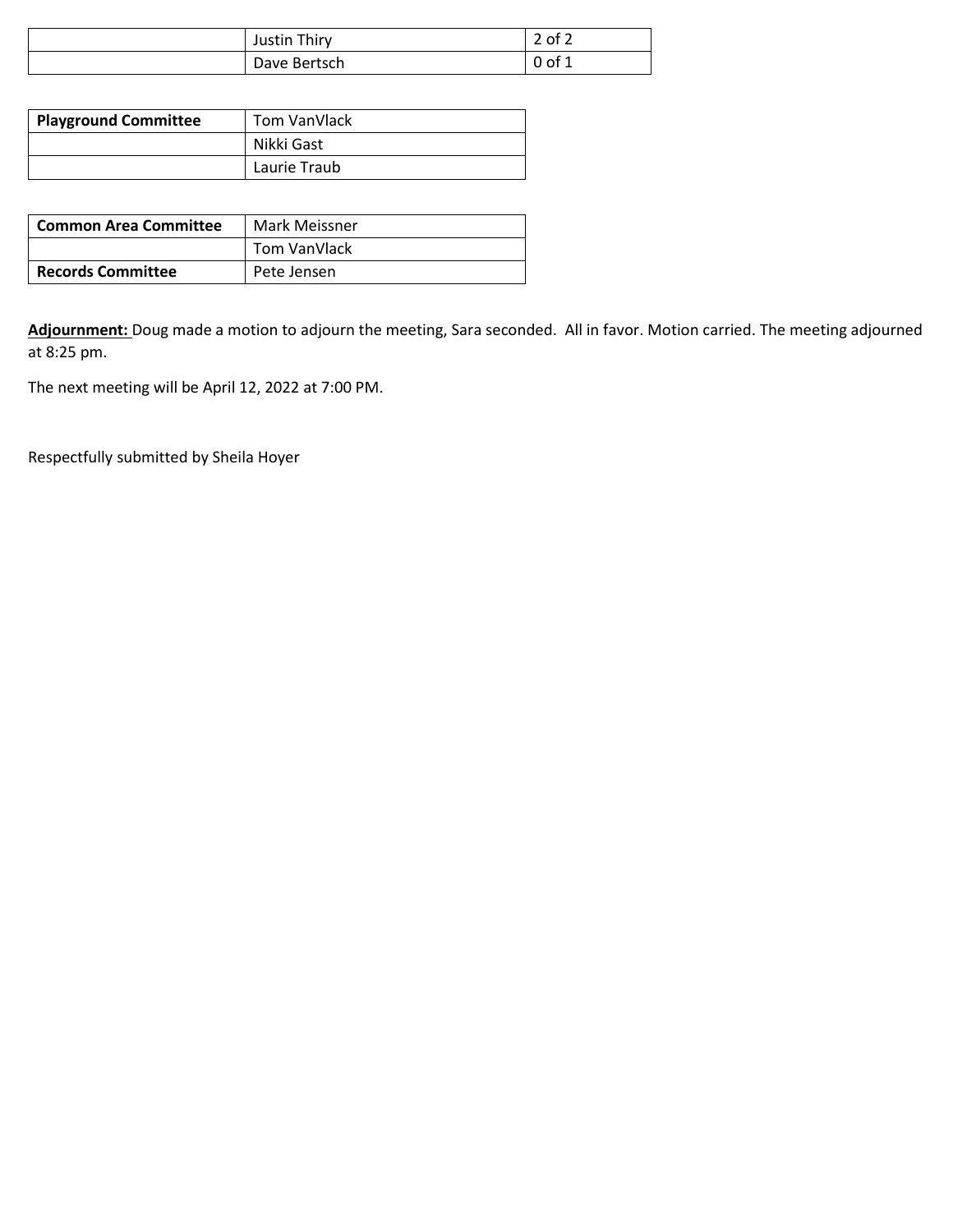| | | |
|---|---|---|
| | Justin Thiry | 2 of 2 |
| | Dave Bertsch | 0 of 1 |

| | |
|---|---|
| **Playground Committee** | Tom VanVlack |
| | Nikki Gast |
| | Laurie Traub |

| | |
|---|---|
| **Common Area Committee** | Mark Meissner |
| | Tom VanVlack |
| **Records Committee** | Pete Jensen |

**Adjournment:** Doug made a motion to adjourn the meeting, Sara seconded. All in favor. Motion carried. The meeting adjourned at 8:25 pm.

The next meeting will be April 12, 2022 at 7:00 PM.

Respectfully submitted by Sheila Hoyer